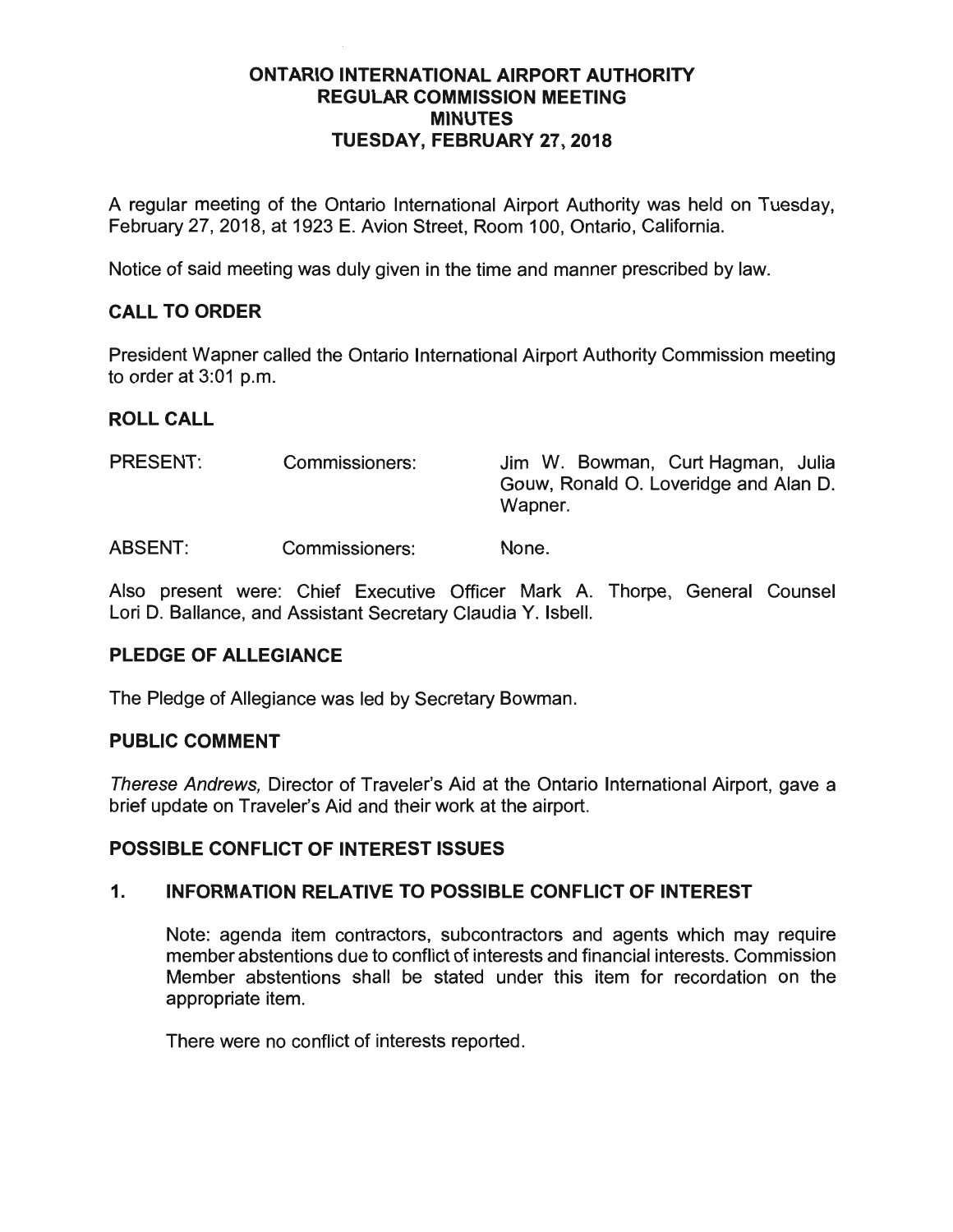# ONTARIO INTERNATIONAL AIRPORT AUTHORITY
# REGULAR COMMISSION MEETING
# MINUTES
# TUESDAY, FEBRUARY 27, 2018

A regular meeting of the Ontario International Airport Authority was held on Tuesday, February 27, 2018, at 1923 E. Avion Street, Room 100, Ontario, California.

Notice of said meeting was duly given in the time and manner prescribed by law.

## CALL TO ORDER

President Wapner called the Ontario International Airport Authority Commission meeting to order at 3:01 p.m.

## ROLL CALL

| | | |
|---|---|---|
| PRESENT: | Commissioners: | Jim W. Bowman, Curt Hagman, Julia Gouw, Ronald O. Loveridge and Alan D. Wapner. |
| ABSENT: | Commissioners: | None. |

Also present were: Chief Executive Officer Mark A. Thorpe, General Counsel Lori D. Ballance, and Assistant Secretary Claudia Y. Isbell.

## PLEDGE OF ALLEGIANCE

The Pledge of Allegiance was led by Secretary Bowman.

## PUBLIC COMMENT

*Therese Andrews,* Director of Traveler's Aid at the Ontario International Airport, gave a brief update on Traveler's Aid and their work at the airport.

## POSSIBLE CONFLICT OF INTEREST ISSUES

### 1. INFORMATION RELATIVE TO POSSIBLE CONFLICT OF INTEREST

Note: agenda item contractors, subcontractors and agents which may require member abstentions due to conflict of interests and financial interests. Commission Member abstentions shall be stated under this item for recordation on the appropriate item.

There were no conflict of interests reported.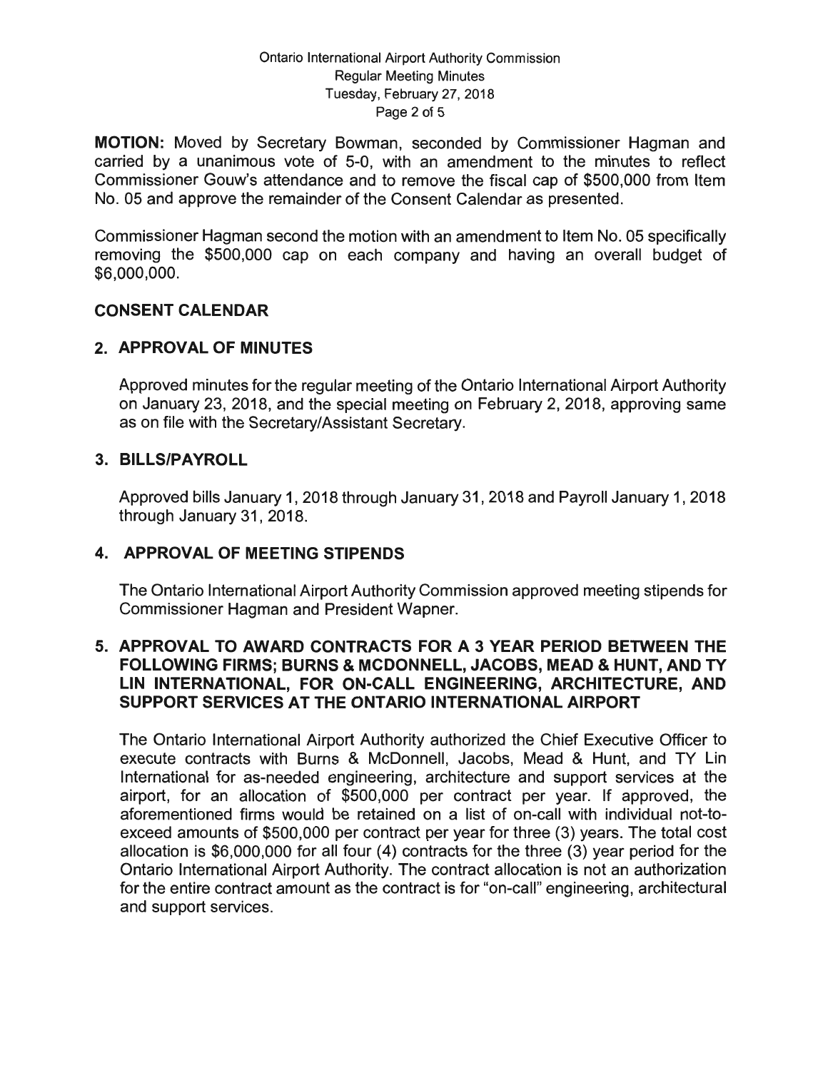**MOTION:** Moved by Secretary Bowman, seconded by Commissioner Hagman and carried by a unanimous vote of 5-0, with an amendment to the minutes to reflect Commissioner Gouw's attendance and to remove the fiscal cap of $500,000 from Item No. 05 and approve the remainder of the Consent Calendar as presented.

Commissioner Hagman second the motion with an amendment to Item No. 05 specifically removing the $500,000 cap on each company and having an overall budget of $6,000,000.

## CONSENT CALENDAR

### 2. APPROVAL OF MINUTES

Approved minutes for the regular meeting of the Ontario International Airport Authority on January 23, 2018, and the special meeting on February 2, 2018, approving same as on file with the Secretary/Assistant Secretary.

### 3. BILLS/PAYROLL

Approved bills January 1, 2018 through January 31, 2018 and Payroll January 1, 2018 through January 31, 2018.

### 4. APPROVAL OF MEETING STIPENDS

The Ontario International Airport Authority Commission approved meeting stipends for Commissioner Hagman and President Wapner.

### 5. APPROVAL TO AWARD CONTRACTS FOR A 3 YEAR PERIOD BETWEEN THE FOLLOWING FIRMS; BURNS & MCDONNELL, JACOBS, MEAD & HUNT, AND TY LIN INTERNATIONAL, FOR ON-CALL ENGINEERING, ARCHITECTURE, AND SUPPORT SERVICES AT THE ONTARIO INTERNATIONAL AIRPORT

The Ontario International Airport Authority authorized the Chief Executive Officer to execute contracts with Burns & McDonnell, Jacobs, Mead & Hunt, and TY Lin International for as-needed engineering, architecture and support services at the airport, for an allocation of $500,000 per contract per year. If approved, the aforementioned firms would be retained on a list of on-call with individual not-to-exceed amounts of $500,000 per contract per year for three (3) years. The total cost allocation is $6,000,000 for all four (4) contracts for the three (3) year period for the Ontario International Airport Authority. The contract allocation is not an authorization for the entire contract amount as the contract is for "on-call" engineering, architectural and support services.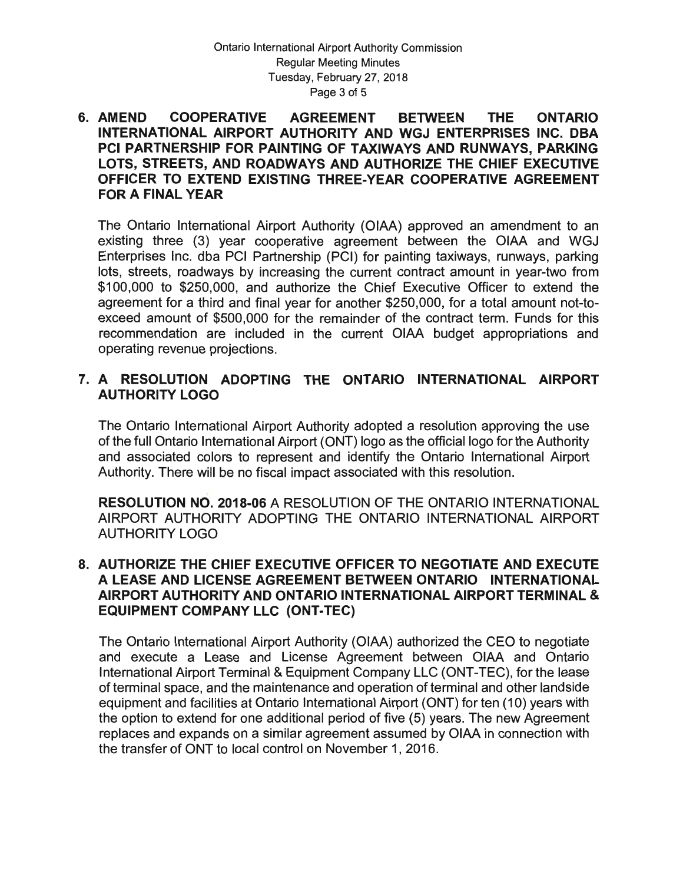**6. AMEND COOPERATIVE AGREEMENT BETWEEN THE ONTARIO INTERNATIONAL AIRPORT AUTHORITY AND WGJ ENTERPRISES INC. DBA PCI PARTNERSHIP FOR PAINTING OF TAXIWAYS AND RUNWAYS, PARKING LOTS, STREETS, AND ROADWAYS AND AUTHORIZE THE CHIEF EXECUTIVE OFFICER TO EXTEND EXISTING THREE-YEAR COOPERATIVE AGREEMENT FOR A FINAL YEAR**

The Ontario International Airport Authority (OIAA) approved an amendment to an existing three (3) year cooperative agreement between the OIAA and WGJ Enterprises Inc. dba PCI Partnership (PCI) for painting taxiways, runways, parking lots, streets, roadways by increasing the current contract amount in year-two from $100,000 to $250,000, and authorize the Chief Executive Officer to extend the agreement for a third and final year for another $250,000, for a total amount not-to-exceed amount of $500,000 for the remainder of the contract term. Funds for this recommendation are included in the current OIAA budget appropriations and operating revenue projections.

**7. A RESOLUTION ADOPTING THE ONTARIO INTERNATIONAL AIRPORT AUTHORITY LOGO**

The Ontario International Airport Authority adopted a resolution approving the use of the full Ontario International Airport (ONT) logo as the official logo for the Authority and associated colors to represent and identify the Ontario International Airport Authority. There will be no fiscal impact associated with this resolution.

**RESOLUTION NO. 2018-06** A RESOLUTION OF THE ONTARIO INTERNATIONAL AIRPORT AUTHORITY ADOPTING THE ONTARIO INTERNATIONAL AIRPORT AUTHORITY LOGO

**8. AUTHORIZE THE CHIEF EXECUTIVE OFFICER TO NEGOTIATE AND EXECUTE A LEASE AND LICENSE AGREEMENT BETWEEN ONTARIO INTERNATIONAL AIRPORT AUTHORITY AND ONTARIO INTERNATIONAL AIRPORT TERMINAL & EQUIPMENT COMPANY LLC (ONT-TEC)**

The Ontario International Airport Authority (OIAA) authorized the CEO to negotiate and execute a Lease and License Agreement between OIAA and Ontario International Airport Terminal & Equipment Company LLC (ONT-TEC), for the lease of terminal space, and the maintenance and operation of terminal and other landside equipment and facilities at Ontario International Airport (ONT) for ten (10) years with the option to extend for one additional period of five (5) years. The new Agreement replaces and expands on a similar agreement assumed by OIAA in connection with the transfer of ONT to local control on November 1, 2016.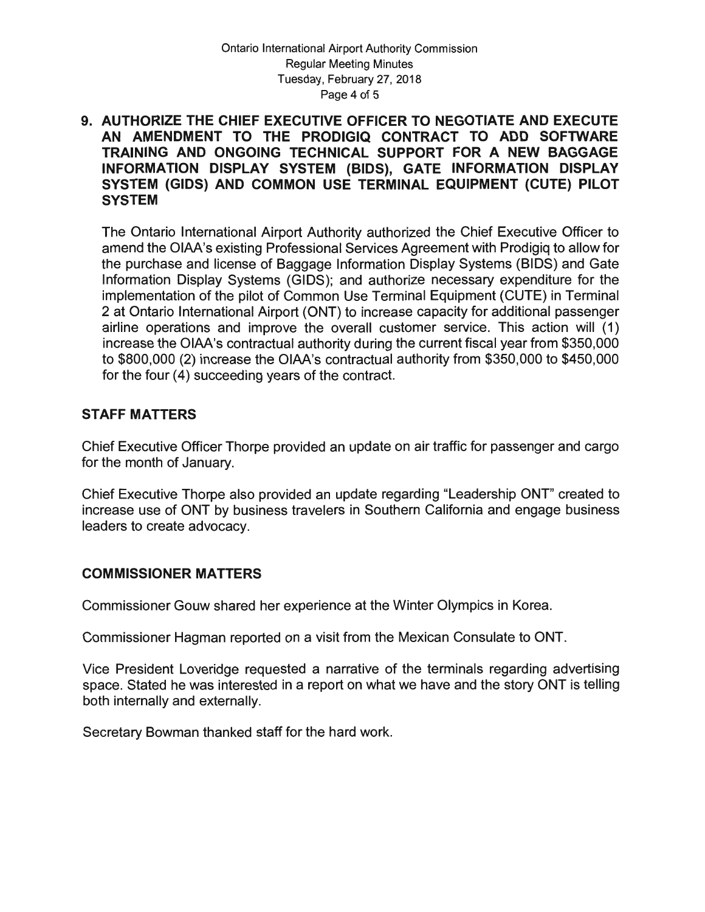## 9. AUTHORIZE THE CHIEF EXECUTIVE OFFICER TO NEGOTIATE AND EXECUTE AN AMENDMENT TO THE PRODIGIQ CONTRACT TO ADD SOFTWARE TRAINING AND ONGOING TECHNICAL SUPPORT FOR A NEW BAGGAGE INFORMATION DISPLAY SYSTEM (BIDS), GATE INFORMATION DISPLAY SYSTEM (GIDS) AND COMMON USE TERMINAL EQUIPMENT (CUTE) PILOT SYSTEM

The Ontario International Airport Authority authorized the Chief Executive Officer to amend the OIAA's existing Professional Services Agreement with Prodigiq to allow for the purchase and license of Baggage Information Display Systems (BIDS) and Gate Information Display Systems (GIDS); and authorize necessary expenditure for the implementation of the pilot of Common Use Terminal Equipment (CUTE) in Terminal 2 at Ontario International Airport (ONT) to increase capacity for additional passenger airline operations and improve the overall customer service. This action will (1) increase the OIAA's contractual authority during the current fiscal year from $350,000 to $800,000 (2) increase the OIAA's contractual authority from $350,000 to $450,000 for the four (4) succeeding years of the contract.

## STAFF MATTERS

Chief Executive Officer Thorpe provided an update on air traffic for passenger and cargo for the month of January.

Chief Executive Thorpe also provided an update regarding "Leadership ONT" created to increase use of ONT by business travelers in Southern California and engage business leaders to create advocacy.

## COMMISSIONER MATTERS

Commissioner Gouw shared her experience at the Winter Olympics in Korea.

Commissioner Hagman reported on a visit from the Mexican Consulate to ONT.

Vice President Loveridge requested a narrative of the terminals regarding advertising space. Stated he was interested in a report on what we have and the story ONT is telling both internally and externally.

Secretary Bowman thanked staff for the hard work.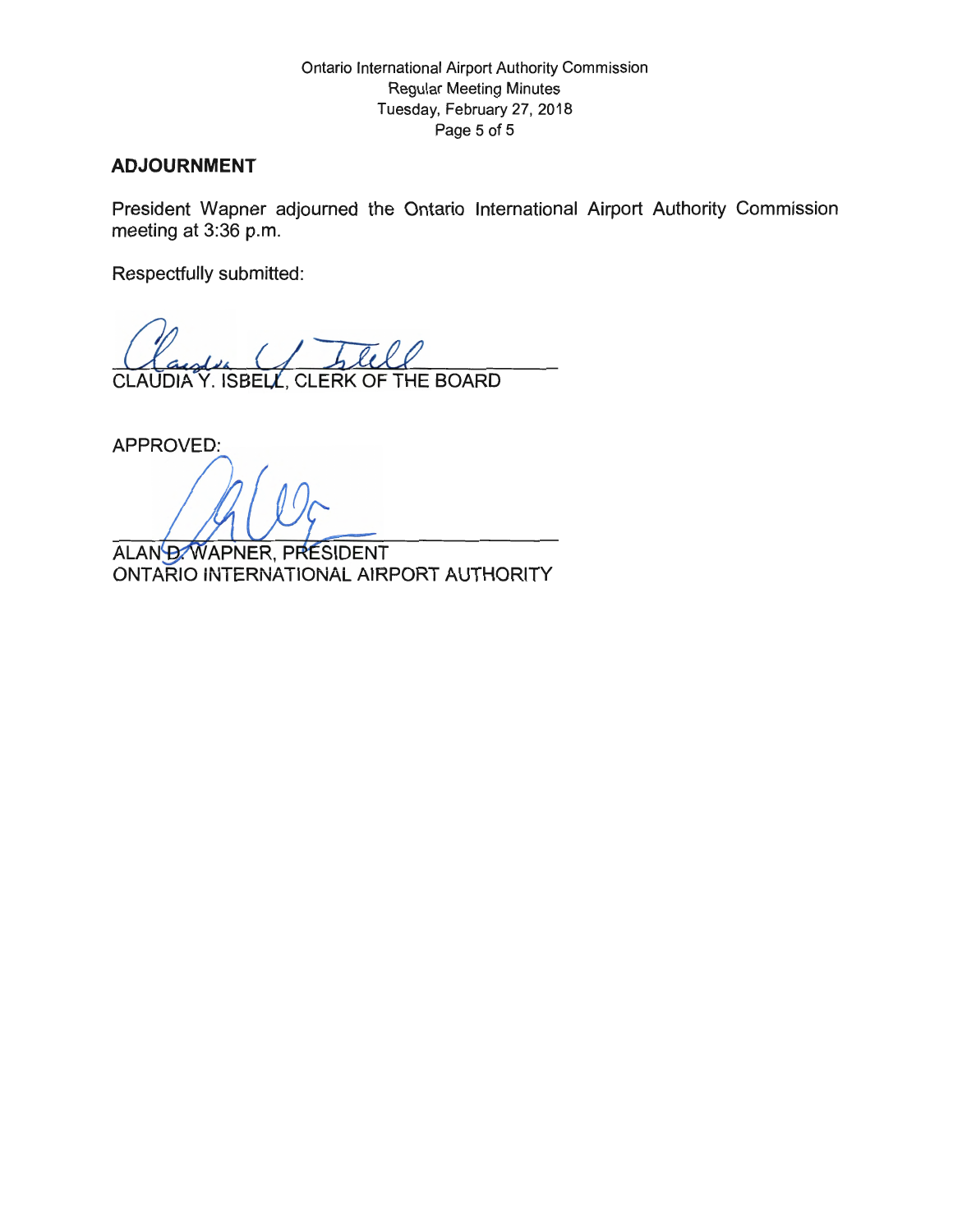## ADJOURNMENT

President Wapner adjourned the Ontario International Airport Authority Commission meeting at 3:36 p.m.

Respectfully submitted:

CLAUDIA Y. ISBELL, CLERK OF THE BOARD

APPROVED:

ALAN D. WAPNER, PRESIDENT
ONTARIO INTERNATIONAL AIRPORT AUTHORITY